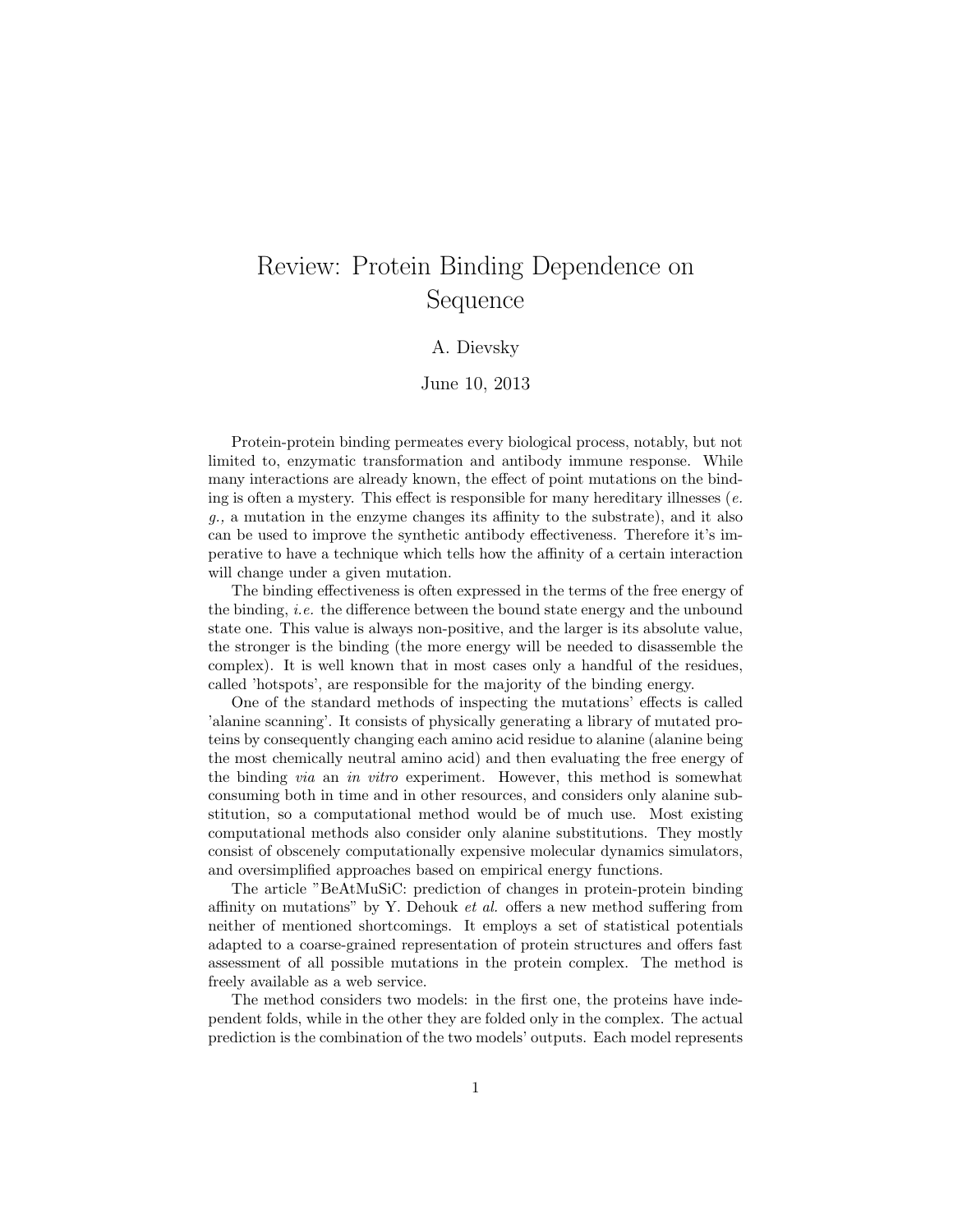# Review: Protein Binding Dependence on Sequence

A. Dievsky

June 10, 2013

Protein-protein binding permeates every biological process, notably, but not limited to, enzymatic transformation and antibody immune response. While many interactions are already known, the effect of point mutations on the binding is often a mystery. This effect is responsible for many hereditary illnesses (*e. g.,* a mutation in the enzyme changes its affinity to the substrate), and it also can be used to improve the synthetic antibody effectiveness. Therefore it's imperative to have a technique which tells how the affinity of a certain interaction will change under a given mutation.

The binding effectiveness is often expressed in the terms of the free energy of the binding, *i.e.* the difference between the bound state energy and the unbound state one. This value is always non-positive, and the larger is its absolute value, the stronger is the binding (the more energy will be needed to disassemble the complex). It is well known that in most cases only a handful of the residues, called 'hotspots', are responsible for the majority of the binding energy.

One of the standard methods of inspecting the mutations' effects is called 'alanine scanning'. It consists of physically generating a library of mutated proteins by consequently changing each amino acid residue to alanine (alanine being the most chemically neutral amino acid) and then evaluating the free energy of the binding *via* an *in vitro* experiment. However, this method is somewhat consuming both in time and in other resources, and considers only alanine substitution, so a computational method would be of much use. Most existing computational methods also consider only alanine substitutions. They mostly consist of obscenely computationally expensive molecular dynamics simulators, and oversimplified approaches based on empirical energy functions.

The article "BeAtMuSiC: prediction of changes in protein-protein binding affinity on mutations" by Y. Dehouk *et al.* offers a new method suffering from neither of mentioned shortcomings. It employs a set of statistical potentials adapted to a coarse-grained representation of protein structures and offers fast assessment of all possible mutations in the protein complex. The method is freely available as a web service.

The method considers two models: in the first one, the proteins have independent folds, while in the other they are folded only in the complex. The actual prediction is the combination of the two models' outputs. Each model represents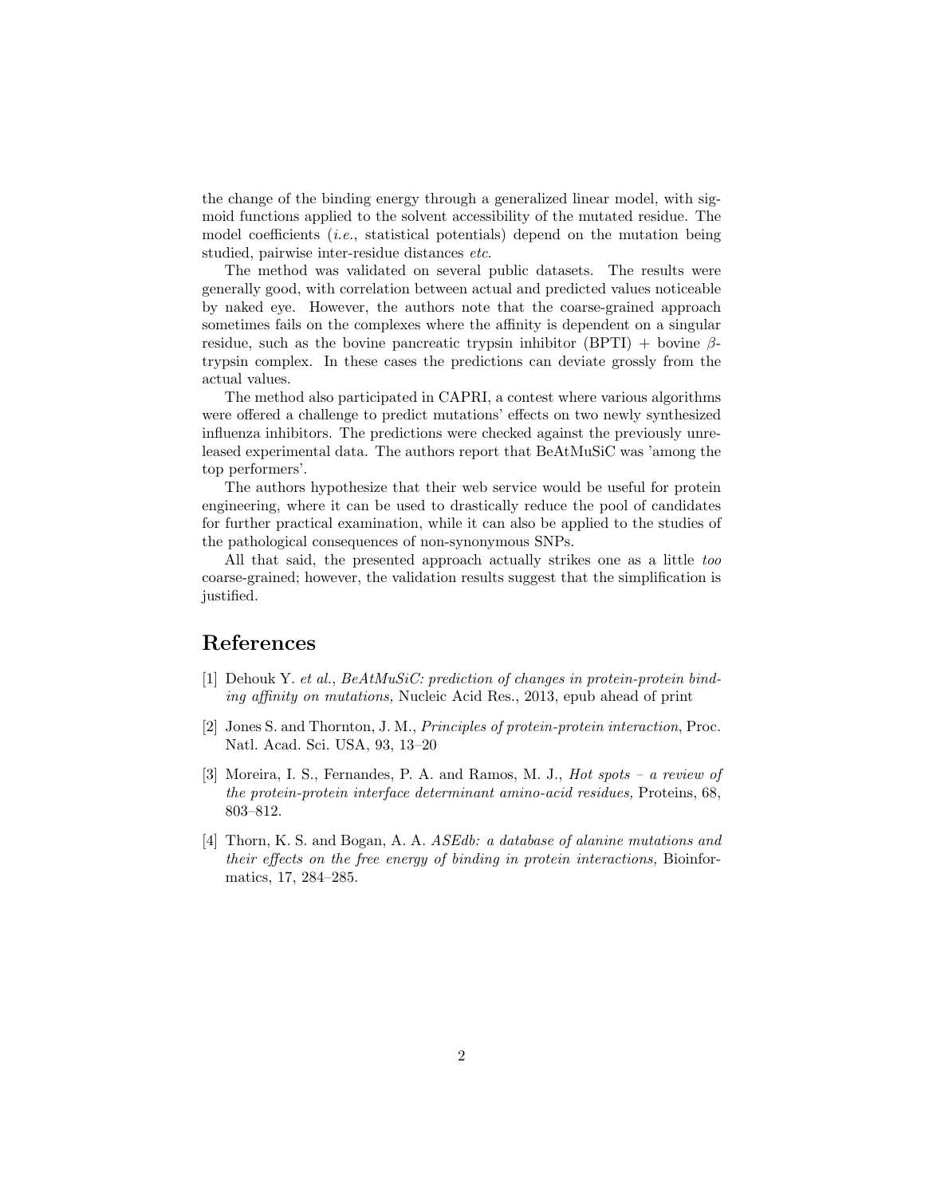the change of the binding energy through a generalized linear model, with sigmoid functions applied to the solvent accessibility of the mutated residue. The model coefficients (*i.e.*, statistical potentials) depend on the mutation being studied, pairwise inter-residue distances *etc*.

The method was validated on several public datasets. The results were generally good, with correlation between actual and predicted values noticeable by naked eye. However, the authors note that the coarse-grained approach sometimes fails on the complexes where the affinity is dependent on a singular residue, such as the bovine pancreatic trypsin inhibitor (BPTI) + bovine $\beta$-trypsin complex. In these cases the predictions can deviate grossly from the actual values.

The method also participated in CAPRI, a contest where various algorithms were offered a challenge to predict mutations' effects on two newly synthesized influenza inhibitors. The predictions were checked against the previously unreleased experimental data. The authors report that BeAtMuSiC was 'among the top performers'.

The authors hypothesize that their web service would be useful for protein engineering, where it can be used to drastically reduce the pool of candidates for further practical examination, while it can also be applied to the studies of the pathological consequences of non-synonymous SNPs.

All that said, the presented approach actually strikes one as a little *too* coarse-grained; however, the validation results suggest that the simplification is justified.

## References

[1] Dehouk Y. *et al.*, *BeAtMuSiC: prediction of changes in protein-protein binding affinity on mutations,* Nucleic Acid Res., 2013, epub ahead of print

[2] Jones S. and Thornton, J. M., *Principles of protein-protein interaction*, Proc. Natl. Acad. Sci. USA, 93, 13–20

[3] Moreira, I. S., Fernandes, P. A. and Ramos, M. J., *Hot spots – a review of the protein-protein interface determinant amino-acid residues,* Proteins, 68, 803–812.

[4] Thorn, K. S. and Bogan, A. A. *ASEdb: a database of alanine mutations and their effects on the free energy of binding in protein interactions,* Bioinformatics, 17, 284–285.